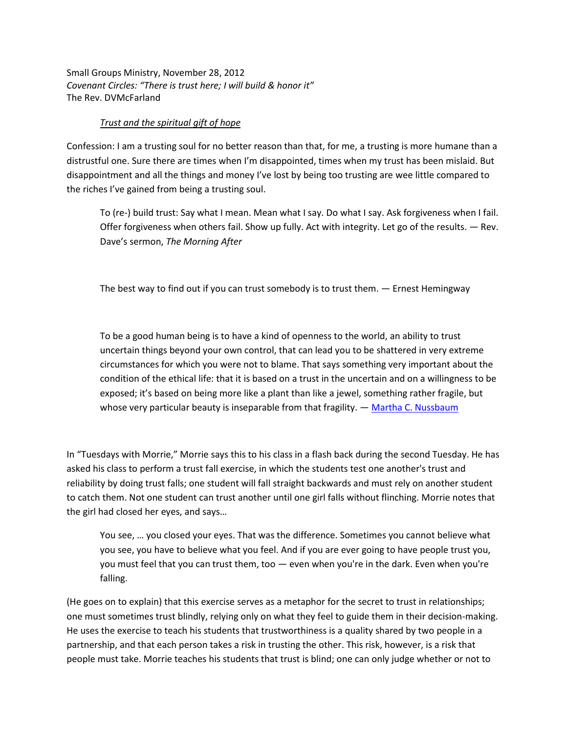Small Groups Ministry, November 28, 2012
*Covenant Circles: "There is trust here; I will build & honor it"*
The Rev. DVMcFarland

<u>*Trust and the spiritual gift of hope*</u>

Confession: I am a trusting soul for no better reason than that, for me, a trusting is more humane than a distrustful one. Sure there are times when I'm disappointed, times when my trust has been mislaid. But disappointment and all the things and money I've lost by being too trusting are wee little compared to the riches I've gained from being a trusting soul.

> To (re-) build trust: Say what I mean. Mean what I say. Do what I say. Ask forgiveness when I fail. Offer forgiveness when others fail. Show up fully. Act with integrity. Let go of the results. — Rev. Dave's sermon, *The Morning After*

> The best way to find out if you can trust somebody is to trust them. — Ernest Hemingway

> To be a good human being is to have a kind of openness to the world, an ability to trust uncertain things beyond your own control, that can lead you to be shattered in very extreme circumstances for which you were not to blame. That says something very important about the condition of the ethical life: that it is based on a trust in the uncertain and on a willingness to be exposed; it's based on being more like a plant than like a jewel, something rather fragile, but whose very particular beauty is inseparable from that fragility. — Martha C. Nussbaum

In "Tuesdays with Morrie," Morrie says this to his class in a flash back during the second Tuesday. He has asked his class to perform a trust fall exercise, in which the students test one another's trust and reliability by doing trust falls; one student will fall straight backwards and must rely on another student to catch them. Not one student can trust another until one girl falls without flinching. Morrie notes that the girl had closed her eyes, and says…

> You see, … you closed your eyes. That was the difference. Sometimes you cannot believe what you see, you have to believe what you feel. And if you are ever going to have people trust you, you must feel that you can trust them, too — even when you're in the dark. Even when you're falling.

(He goes on to explain) that this exercise serves as a metaphor for the secret to trust in relationships; one must sometimes trust blindly, relying only on what they feel to guide them in their decision-making. He uses the exercise to teach his students that trustworthiness is a quality shared by two people in a partnership, and that each person takes a risk in trusting the other. This risk, however, is a risk that people must take. Morrie teaches his students that trust is blind; one can only judge whether or not to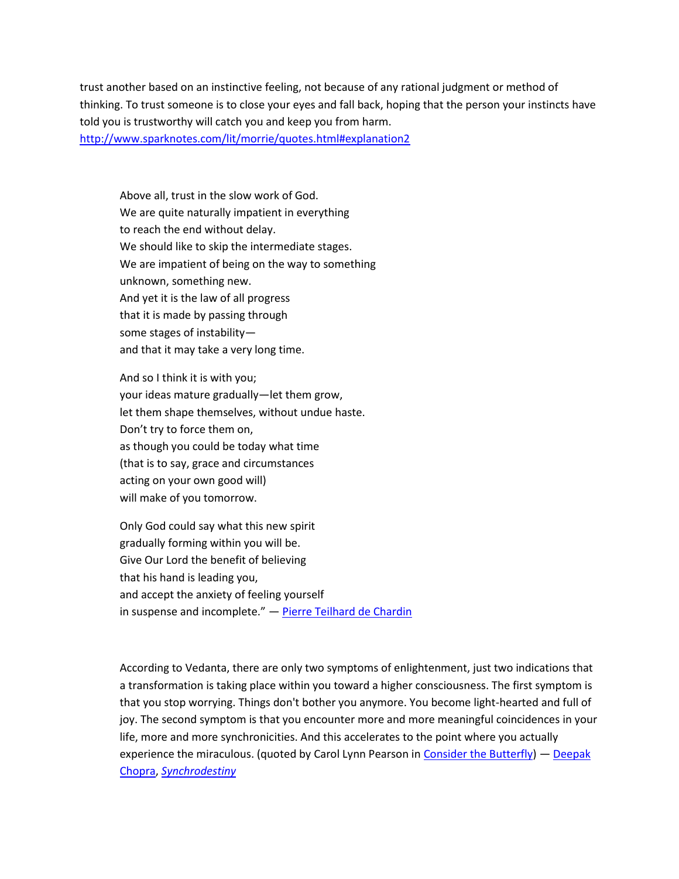trust another based on an instinctive feeling, not because of any rational judgment or method of thinking. To trust someone is to close your eyes and fall back, hoping that the person your instincts have told you is trustworthy will catch you and keep you from harm.
[http://www.sparknotes.com/lit/morrie/quotes.html#explanation2](http://www.sparknotes.com/lit/morrie/quotes.html#explanation2)

> Above all, trust in the slow work of God.
> We are quite naturally impatient in everything
> to reach the end without delay.
> We should like to skip the intermediate stages.
> We are impatient of being on the way to something
> unknown, something new.
> And yet it is the law of all progress
> that it is made by passing through
> some stages of instability—
> and that it may take a very long time.
>
> And so I think it is with you;
> your ideas mature gradually—let them grow,
> let them shape themselves, without undue haste.
> Don't try to force them on,
> as though you could be today what time
> (that is to say, grace and circumstances
> acting on your own good will)
> will make of you tomorrow.
>
> Only God could say what this new spirit
> gradually forming within you will be.
> Give Our Lord the benefit of believing
> that his hand is leading you,
> and accept the anxiety of feeling yourself
> in suspense and incomplete." — Pierre Teilhard de Chardin

> According to Vedanta, there are only two symptoms of enlightenment, just two indications that a transformation is taking place within you toward a higher consciousness. The first symptom is that you stop worrying. Things don't bother you anymore. You become light-hearted and full of joy. The second symptom is that you encounter more and more meaningful coincidences in your life, more and more synchronicities. And this accelerates to the point where you actually experience the miraculous. (quoted by Carol Lynn Pearson in Consider the Butterfly) — Deepak Chopra, *Synchrodestiny*